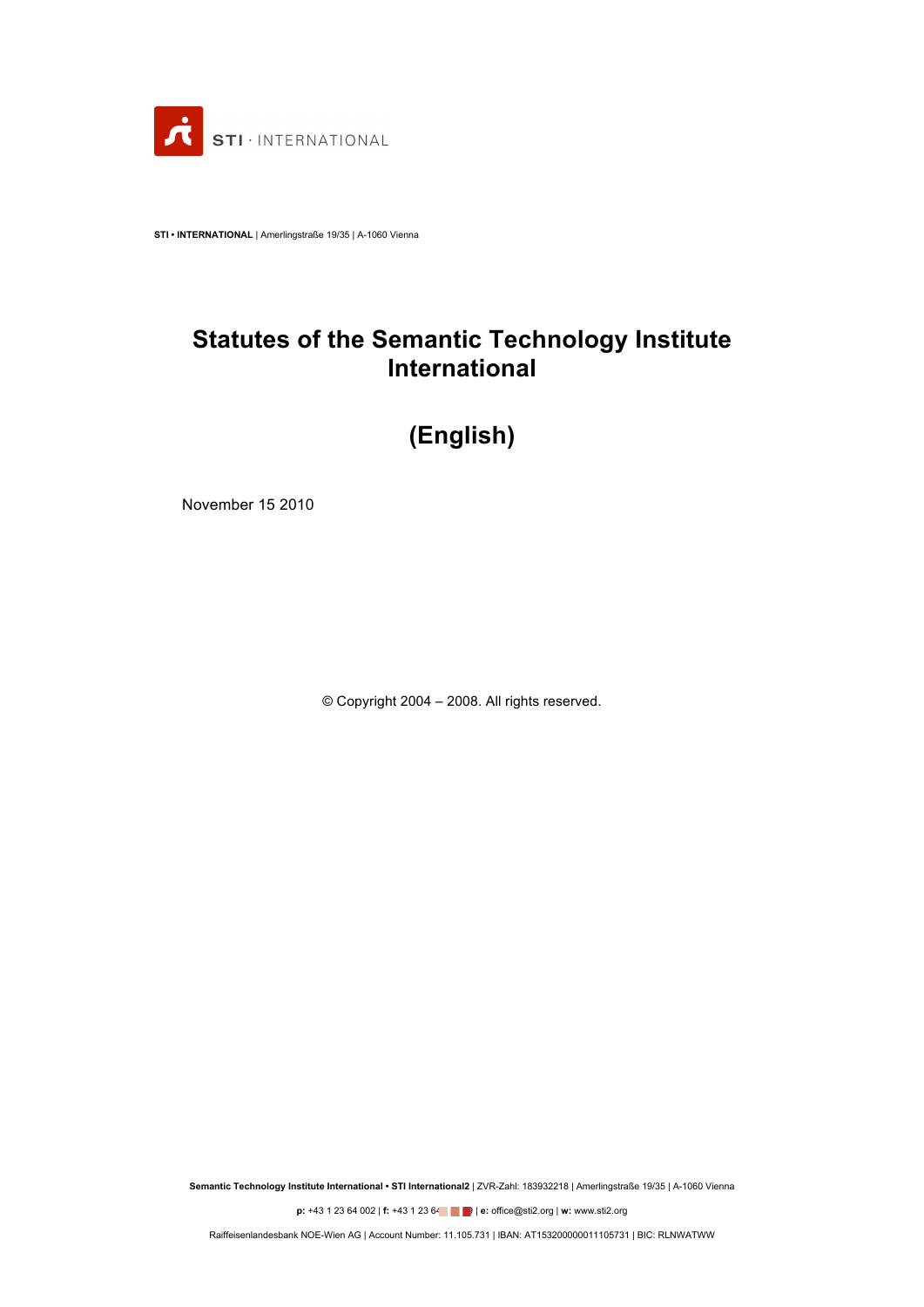STI · INTERNATIONAL

**STI • INTERNATIONAL** | Amerlingstraße 19/35 | A-1060 Vienna

# Statutes of the Semantic Technology Institute International

# (English)

November 15 2010

© Copyright 2004 – 2008. All rights reserved.

**Semantic Technology Institute International • STI International2** | ZVR-Zahl: 183932218 | Amerlingstraße 19/35 | A-1060 Vienna

**p:** +43 1 23 64 002 | **f:** +43 1 23 64 | **e:** office@sti2.org | **w:** www.sti2.org

Raiffeisenlandesbank NOE-Wien AG | Account Number: 11.105.731 | IBAN: AT153200000011105731 | BIC: RLNWATWW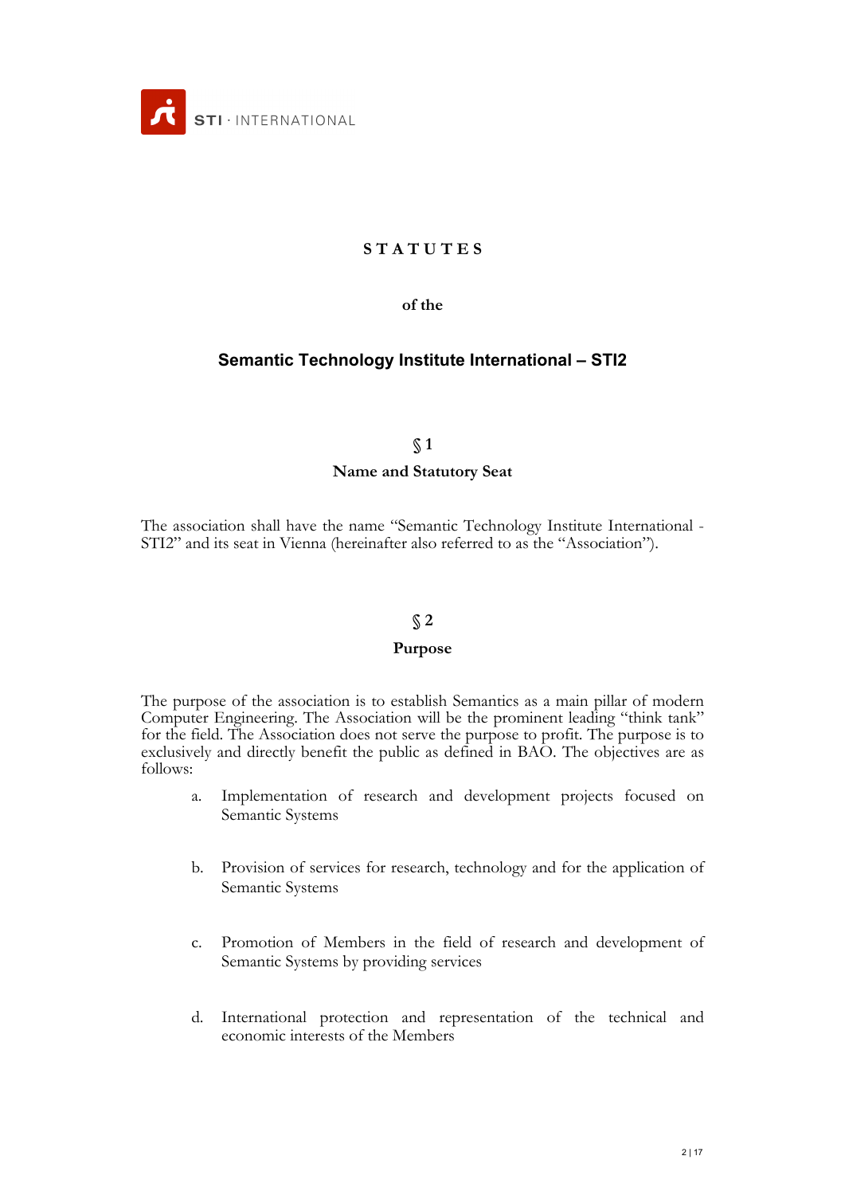# STATUTES

**of the**

## Semantic Technology Institute International – STI2

### § 1

**Name and Statutory Seat**

The association shall have the name "Semantic Technology Institute International - STI2" and its seat in Vienna (hereinafter also referred to as the "Association").

### § 2

**Purpose**

The purpose of the association is to establish Semantics as a main pillar of modern Computer Engineering. The Association will be the prominent leading "think tank" for the field. The Association does not serve the purpose to profit. The purpose is to exclusively and directly benefit the public as defined in BAO. The objectives are as follows:

a. Implementation of research and development projects focused on Semantic Systems

b. Provision of services for research, technology and for the application of Semantic Systems

c. Promotion of Members in the field of research and development of Semantic Systems by providing services

d. International protection and representation of the technical and economic interests of the Members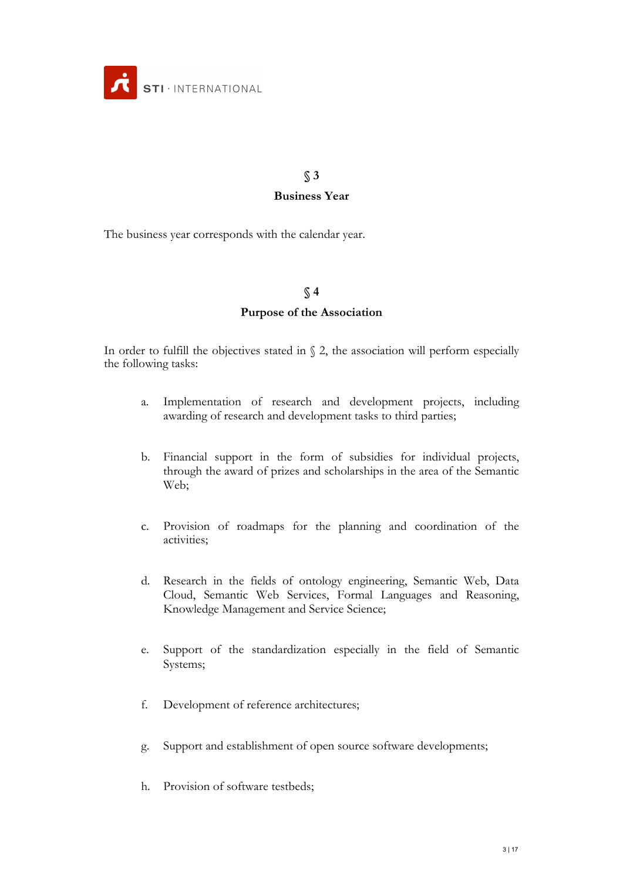## § 3

## Business Year

The business year corresponds with the calendar year.

## § 4

## Purpose of the Association

In order to fulfill the objectives stated in § 2, the association will perform especially the following tasks:

a. Implementation of research and development projects, including awarding of research and development tasks to third parties;

b. Financial support in the form of subsidies for individual projects, through the award of prizes and scholarships in the area of the Semantic Web;

c. Provision of roadmaps for the planning and coordination of the activities;

d. Research in the fields of ontology engineering, Semantic Web, Data Cloud, Semantic Web Services, Formal Languages and Reasoning, Knowledge Management and Service Science;

e. Support of the standardization especially in the field of Semantic Systems;

f. Development of reference architectures;

g. Support and establishment of open source software developments;

h. Provision of software testbeds;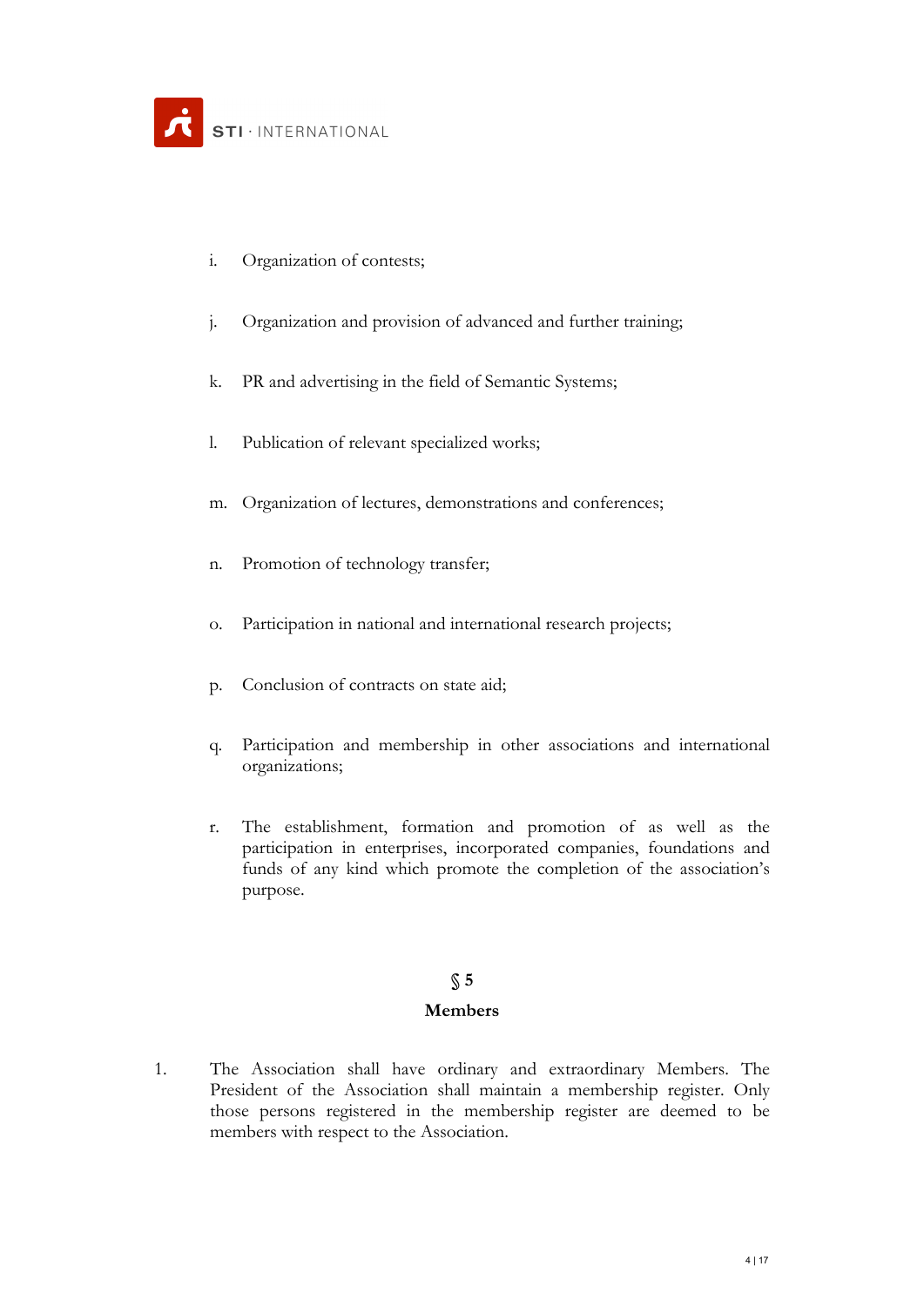i. Organization of contests;

j. Organization and provision of advanced and further training;

k. PR and advertising in the field of Semantic Systems;

l. Publication of relevant specialized works;

m. Organization of lectures, demonstrations and conferences;

n. Promotion of technology transfer;

o. Participation in national and international research projects;

p. Conclusion of contracts on state aid;

q. Participation and membership in other associations and international organizations;

r. The establishment, formation and promotion of as well as the participation in enterprises, incorporated companies, foundations and funds of any kind which promote the completion of the association's purpose.

## § 5
## Members

1. The Association shall have ordinary and extraordinary Members. The President of the Association shall maintain a membership register. Only those persons registered in the membership register are deemed to be members with respect to the Association.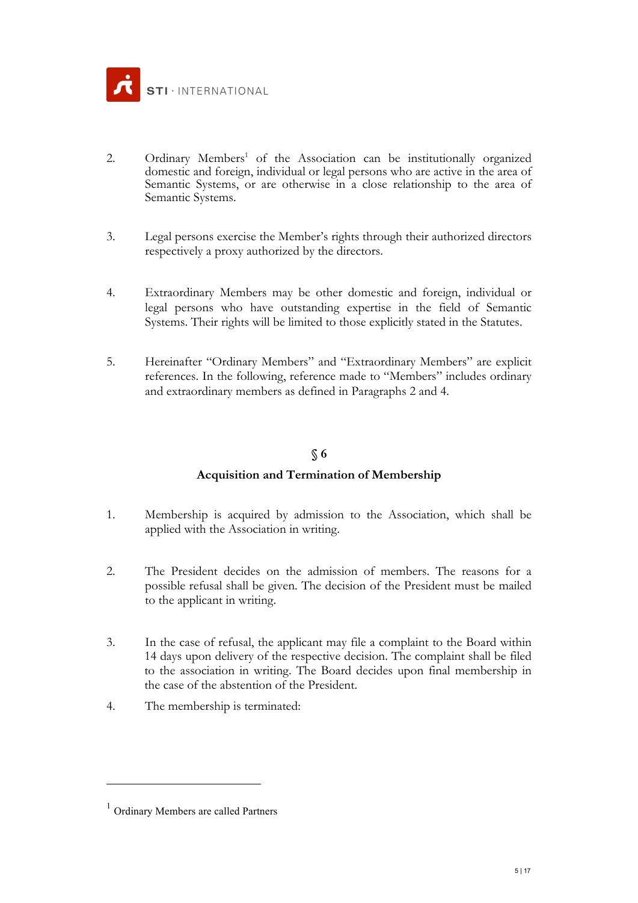2. Ordinary Members[1] of the Association can be institutionally organized domestic and foreign, individual or legal persons who are active in the area of Semantic Systems, or are otherwise in a close relationship to the area of Semantic Systems.

3. Legal persons exercise the Member's rights through their authorized directors respectively a proxy authorized by the directors.

4. Extraordinary Members may be other domestic and foreign, individual or legal persons who have outstanding expertise in the field of Semantic Systems. Their rights will be limited to those explicitly stated in the Statutes.

5. Hereinafter "Ordinary Members" and "Extraordinary Members" are explicit references. In the following, reference made to "Members" includes ordinary and extraordinary members as defined in Paragraphs 2 and 4.

## § 6

## Acquisition and Termination of Membership

1. Membership is acquired by admission to the Association, which shall be applied with the Association in writing.

2. The President decides on the admission of members. The reasons for a possible refusal shall be given. The decision of the President must be mailed to the applicant in writing.

3. In the case of refusal, the applicant may file a complaint to the Board within 14 days upon delivery of the respective decision. The complaint shall be filed to the association in writing. The Board decides upon final membership in the case of the abstention of the President.

4. The membership is terminated:

---

[1] Ordinary Members are called Partners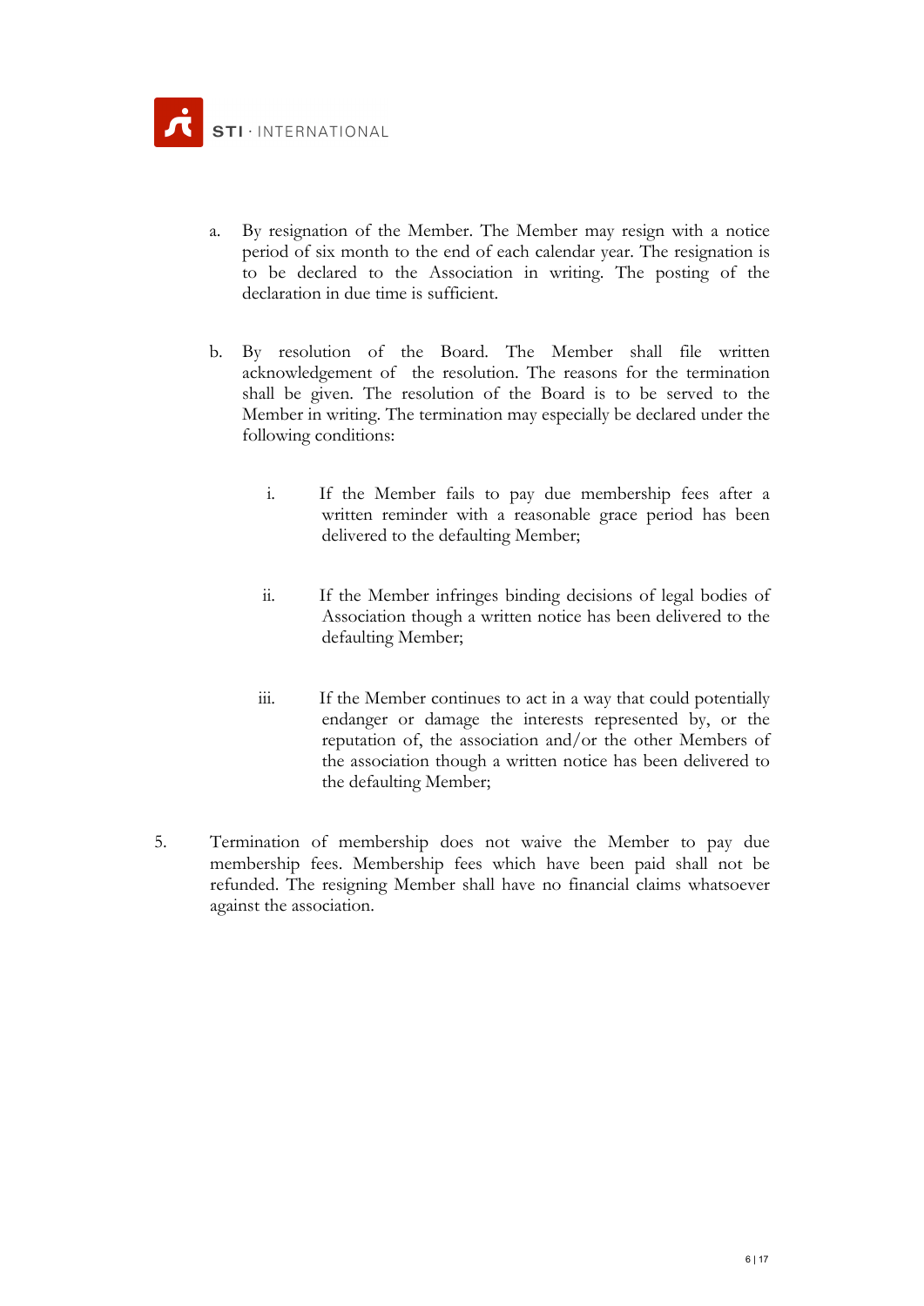a. By resignation of the Member. The Member may resign with a notice period of six month to the end of each calendar year. The resignation is to be declared to the Association in writing. The posting of the declaration in due time is sufficient.

b. By resolution of the Board. The Member shall file written acknowledgement of the resolution. The reasons for the termination shall be given. The resolution of the Board is to be served to the Member in writing. The termination may especially be declared under the following conditions:

   i. If the Member fails to pay due membership fees after a written reminder with a reasonable grace period has been delivered to the defaulting Member;

   ii. If the Member infringes binding decisions of legal bodies of Association though a written notice has been delivered to the defaulting Member;

   iii. If the Member continues to act in a way that could potentially endanger or damage the interests represented by, or the reputation of, the association and/or the other Members of the association though a written notice has been delivered to the defaulting Member;

5. Termination of membership does not waive the Member to pay due membership fees. Membership fees which have been paid shall not be refunded. The resigning Member shall have no financial claims whatsoever against the association.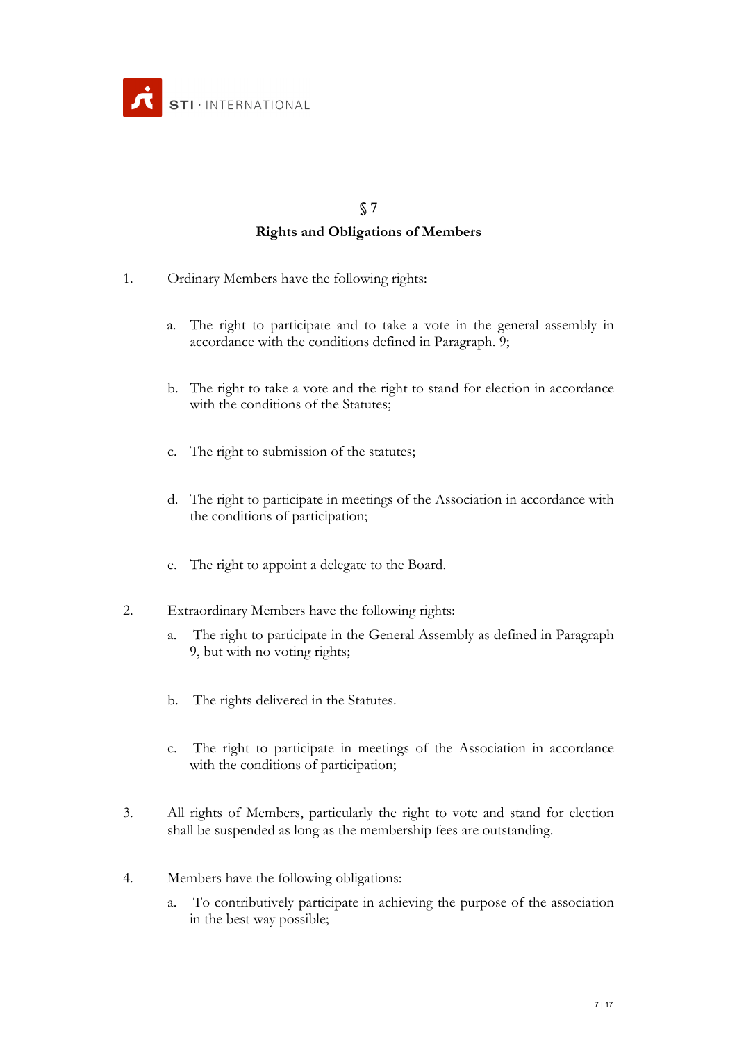## § 7

## Rights and Obligations of Members

1. Ordinary Members have the following rights:

   a. The right to participate and to take a vote in the general assembly in accordance with the conditions defined in Paragraph. 9;

   b. The right to take a vote and the right to stand for election in accordance with the conditions of the Statutes;

   c. The right to submission of the statutes;

   d. The right to participate in meetings of the Association in accordance with the conditions of participation;

   e. The right to appoint a delegate to the Board.

2. Extraordinary Members have the following rights:

   a. The right to participate in the General Assembly as defined in Paragraph 9, but with no voting rights;

   b. The rights delivered in the Statutes.

   c. The right to participate in meetings of the Association in accordance with the conditions of participation;

3. All rights of Members, particularly the right to vote and stand for election shall be suspended as long as the membership fees are outstanding.

4. Members have the following obligations:

   a. To contributively participate in achieving the purpose of the association in the best way possible;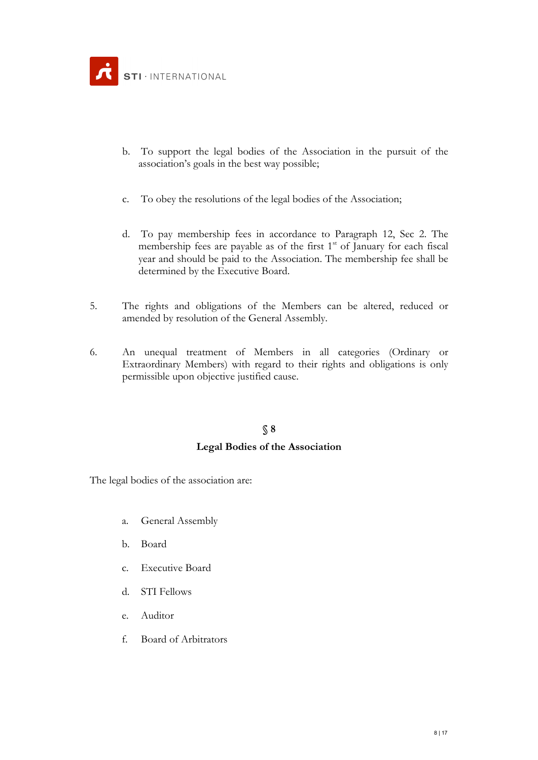b. To support the legal bodies of the Association in the pursuit of the association's goals in the best way possible;

c. To obey the resolutions of the legal bodies of the Association;

d. To pay membership fees in accordance to Paragraph 12, Sec 2. The membership fees are payable as of the first 1st of January for each fiscal year and should be paid to the Association. The membership fee shall be determined by the Executive Board.

5. The rights and obligations of the Members can be altered, reduced or amended by resolution of the General Assembly.

6. An unequal treatment of Members in all categories (Ordinary or Extraordinary Members) with regard to their rights and obligations is only permissible upon objective justified cause.

## § 8

## Legal Bodies of the Association

The legal bodies of the association are:

a. General Assembly

b. Board

c. Executive Board

d. STI Fellows

e. Auditor

f. Board of Arbitrators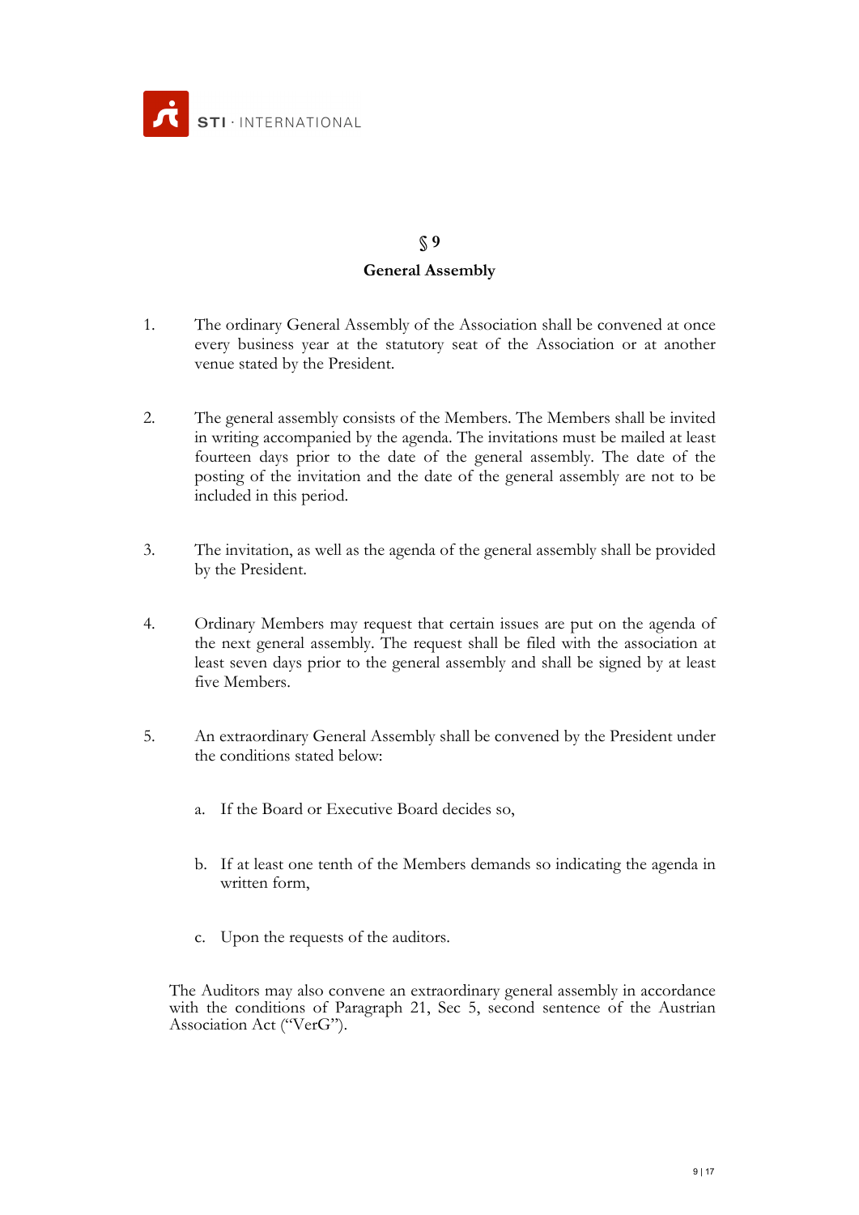## § 9

## General Assembly

1. The ordinary General Assembly of the Association shall be convened at once every business year at the statutory seat of the Association or at another venue stated by the President.

2. The general assembly consists of the Members. The Members shall be invited in writing accompanied by the agenda. The invitations must be mailed at least fourteen days prior to the date of the general assembly. The date of the posting of the invitation and the date of the general assembly are not to be included in this period.

3. The invitation, as well as the agenda of the general assembly shall be provided by the President.

4. Ordinary Members may request that certain issues are put on the agenda of the next general assembly. The request shall be filed with the association at least seven days prior to the general assembly and shall be signed by at least five Members.

5. An extraordinary General Assembly shall be convened by the President under the conditions stated below:

   a. If the Board or Executive Board decides so,

   b. If at least one tenth of the Members demands so indicating the agenda in written form,

   c. Upon the requests of the auditors.

The Auditors may also convene an extraordinary general assembly in accordance with the conditions of Paragraph 21, Sec 5, second sentence of the Austrian Association Act ("VerG").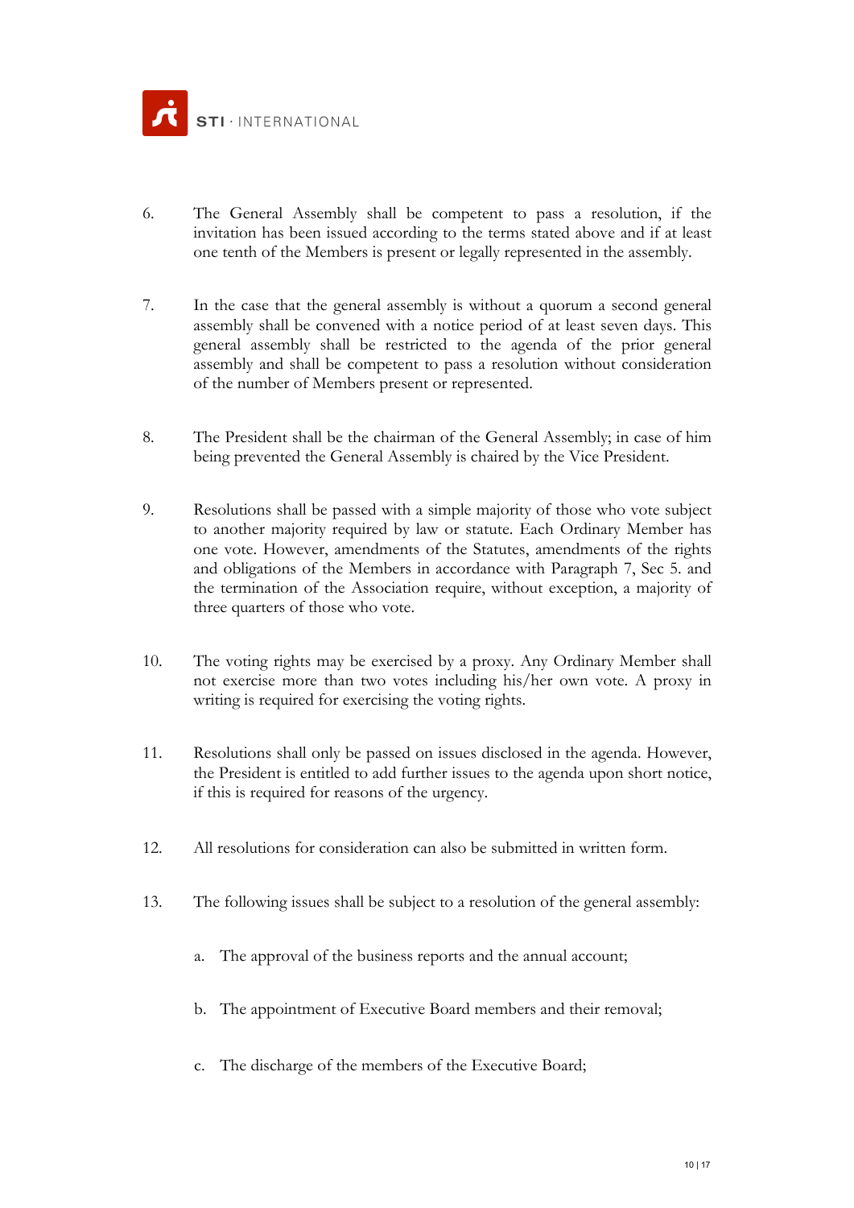6. The General Assembly shall be competent to pass a resolution, if the invitation has been issued according to the terms stated above and if at least one tenth of the Members is present or legally represented in the assembly.

7. In the case that the general assembly is without a quorum a second general assembly shall be convened with a notice period of at least seven days. This general assembly shall be restricted to the agenda of the prior general assembly and shall be competent to pass a resolution without consideration of the number of Members present or represented.

8. The President shall be the chairman of the General Assembly; in case of him being prevented the General Assembly is chaired by the Vice President.

9. Resolutions shall be passed with a simple majority of those who vote subject to another majority required by law or statute. Each Ordinary Member has one vote. However, amendments of the Statutes, amendments of the rights and obligations of the Members in accordance with Paragraph 7, Sec 5. and the termination of the Association require, without exception, a majority of three quarters of those who vote.

10. The voting rights may be exercised by a proxy. Any Ordinary Member shall not exercise more than two votes including his/her own vote. A proxy in writing is required for exercising the voting rights.

11. Resolutions shall only be passed on issues disclosed in the agenda. However, the President is entitled to add further issues to the agenda upon short notice, if this is required for reasons of the urgency.

12. All resolutions for consideration can also be submitted in written form.

13. The following issues shall be subject to a resolution of the general assembly:

    a. The approval of the business reports and the annual account;

    b. The appointment of Executive Board members and their removal;

    c. The discharge of the members of the Executive Board;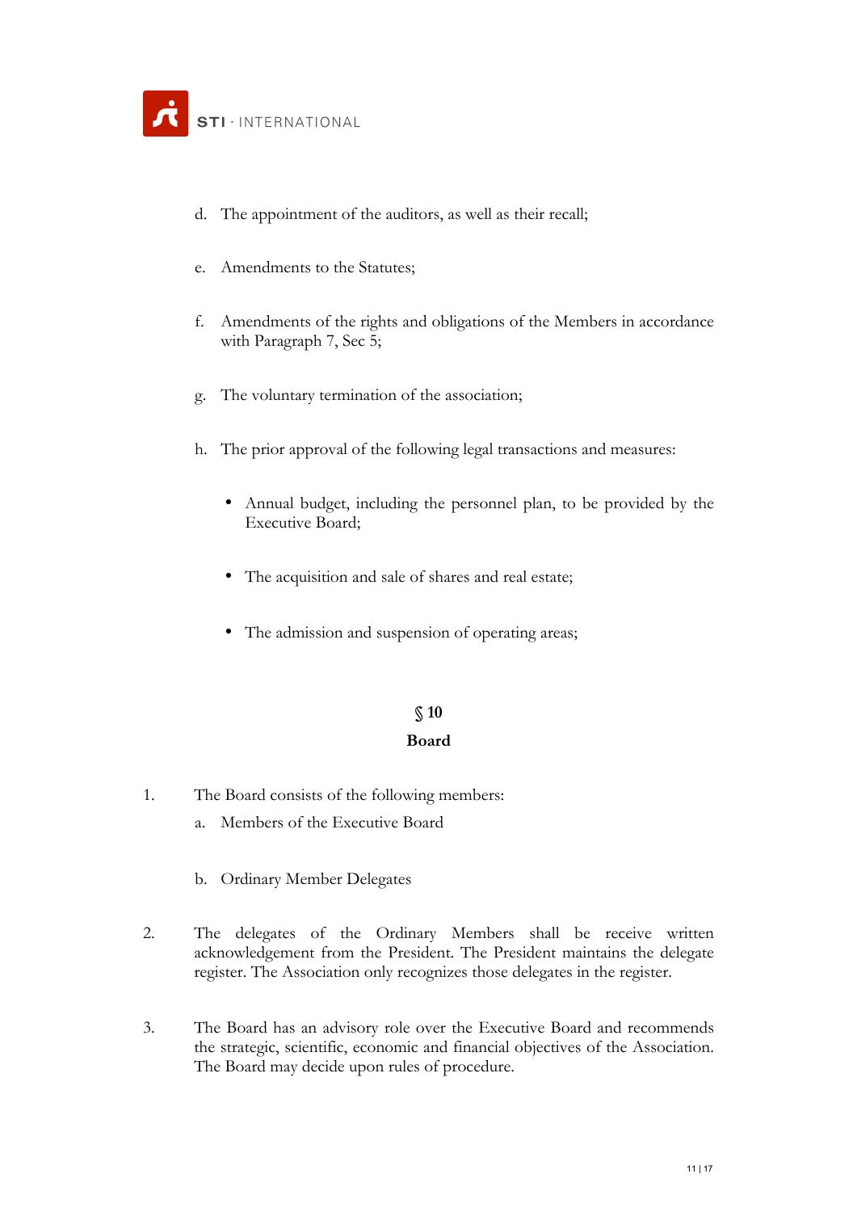d. The appointment of the auditors, as well as their recall;

e. Amendments to the Statutes;

f. Amendments of the rights and obligations of the Members in accordance with Paragraph 7, Sec 5;

g. The voluntary termination of the association;

h. The prior approval of the following legal transactions and measures:

- Annual budget, including the personnel plan, to be provided by the Executive Board;
- The acquisition and sale of shares and real estate;
- The admission and suspension of operating areas;

## § 10
## Board

1. The Board consists of the following members:
   a. Members of the Executive Board
   b. Ordinary Member Delegates

2. The delegates of the Ordinary Members shall be receive written acknowledgement from the President. The President maintains the delegate register. The Association only recognizes those delegates in the register.

3. The Board has an advisory role over the Executive Board and recommends the strategic, scientific, economic and financial objectives of the Association. The Board may decide upon rules of procedure.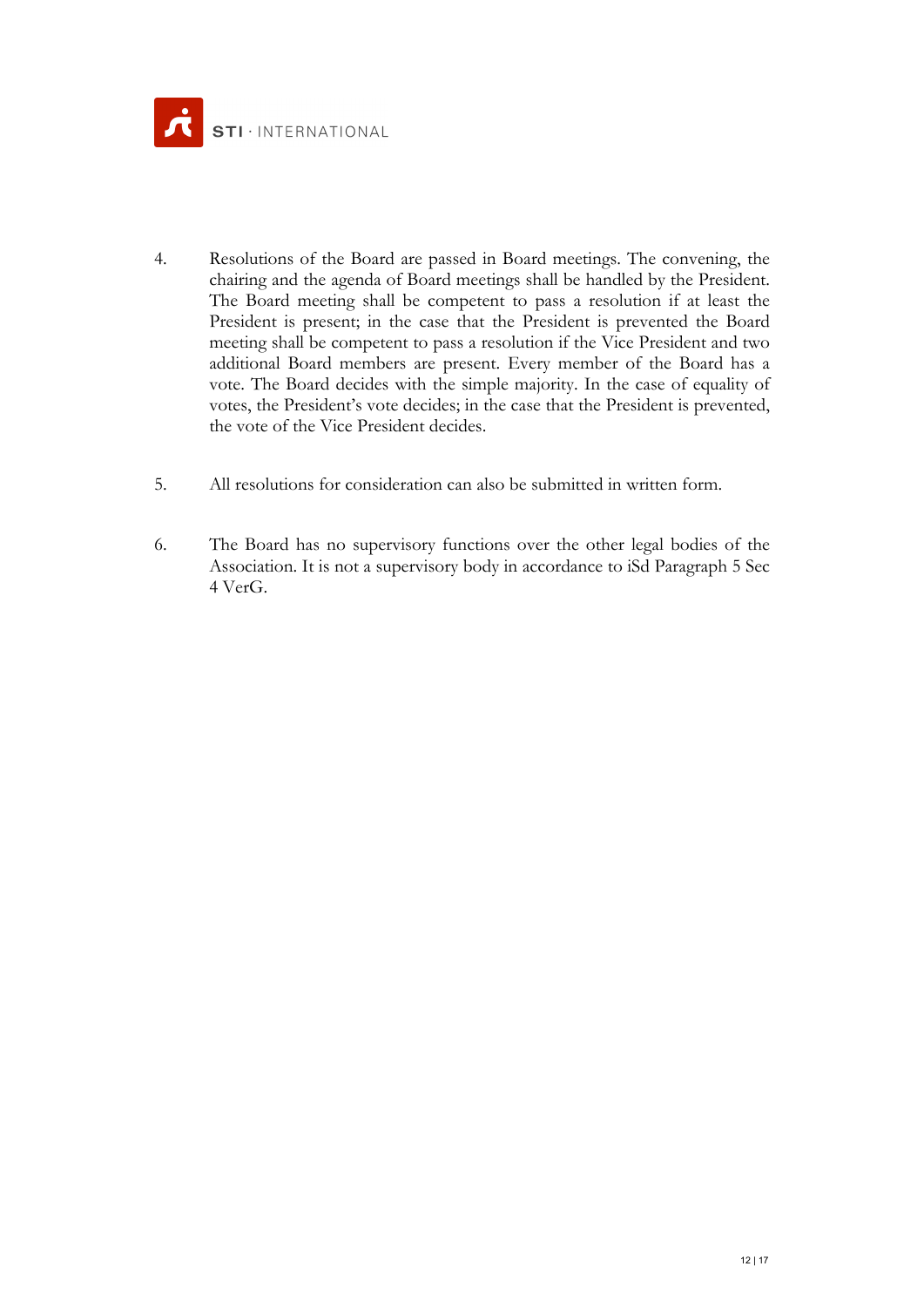4. Resolutions of the Board are passed in Board meetings. The convening, the chairing and the agenda of Board meetings shall be handled by the President. The Board meeting shall be competent to pass a resolution if at least the President is present; in the case that the President is prevented the Board meeting shall be competent to pass a resolution if the Vice President and two additional Board members are present. Every member of the Board has a vote. The Board decides with the simple majority. In the case of equality of votes, the President's vote decides; in the case that the President is prevented, the vote of the Vice President decides.

5. All resolutions for consideration can also be submitted in written form.

6. The Board has no supervisory functions over the other legal bodies of the Association. It is not a supervisory body in accordance to iSd Paragraph 5 Sec 4 VerG.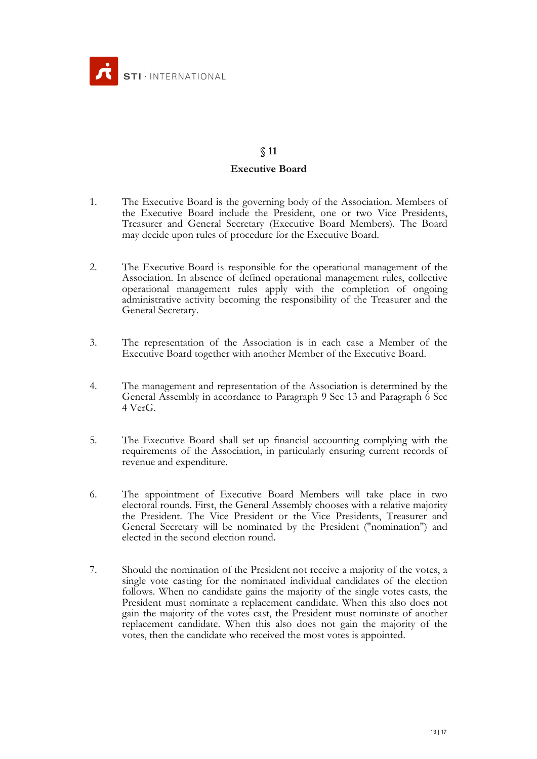## § 11

### Executive Board

1. The Executive Board is the governing body of the Association. Members of the Executive Board include the President, one or two Vice Presidents, Treasurer and General Secretary (Executive Board Members). The Board may decide upon rules of procedure for the Executive Board.

2. The Executive Board is responsible for the operational management of the Association. In absence of defined operational management rules, collective operational management rules apply with the completion of ongoing administrative activity becoming the responsibility of the Treasurer and the General Secretary.

3. The representation of the Association is in each case a Member of the Executive Board together with another Member of the Executive Board.

4. The management and representation of the Association is determined by the General Assembly in accordance to Paragraph 9 Sec 13 and Paragraph 6 Sec 4 VerG.

5. The Executive Board shall set up financial accounting complying with the requirements of the Association, in particularly ensuring current records of revenue and expenditure.

6. The appointment of Executive Board Members will take place in two electoral rounds. First, the General Assembly chooses with a relative majority the President. The Vice President or the Vice Presidents, Treasurer and General Secretary will be nominated by the President ("nomination") and elected in the second election round.

7. Should the nomination of the President not receive a majority of the votes, a single vote casting for the nominated individual candidates of the election follows. When no candidate gains the majority of the single votes casts, the President must nominate a replacement candidate. When this also does not gain the majority of the votes cast, the President must nominate of another replacement candidate. When this also does not gain the majority of the votes, then the candidate who received the most votes is appointed.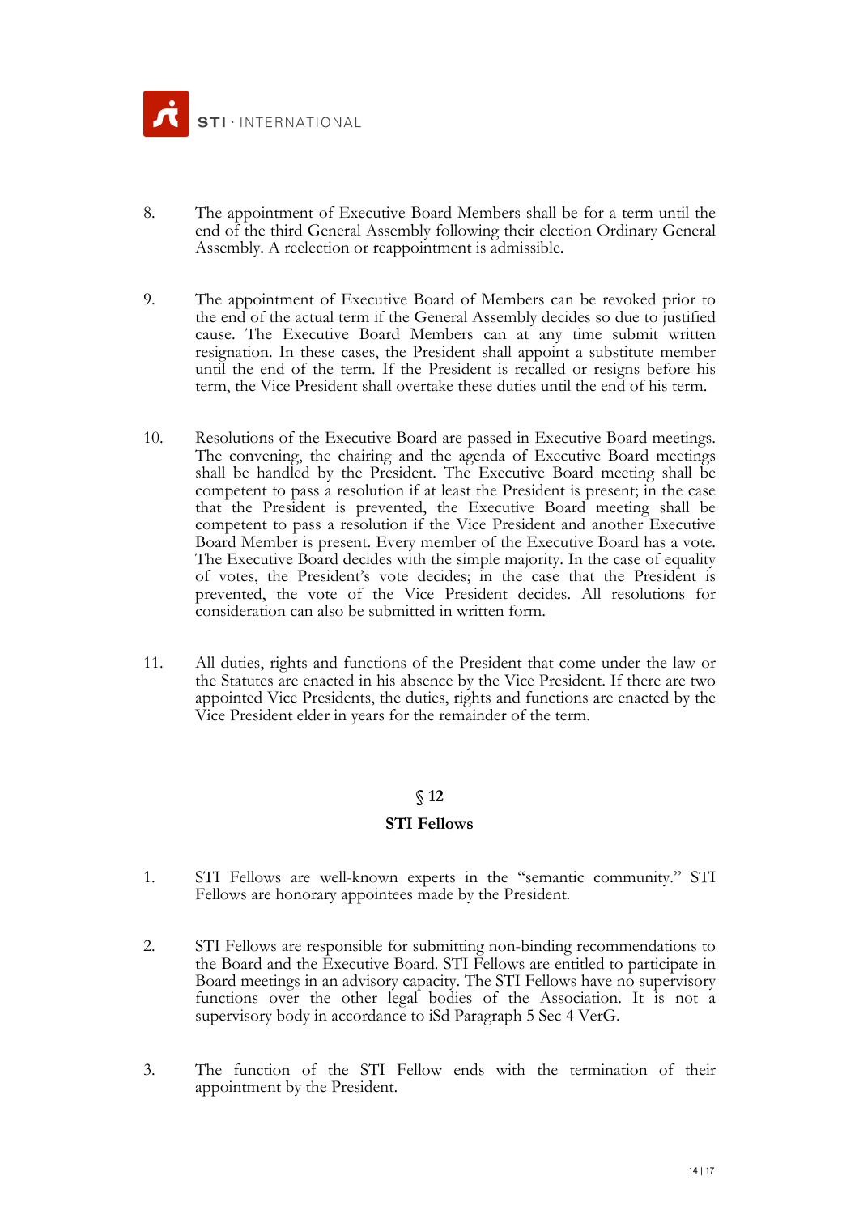8. The appointment of Executive Board Members shall be for a term until the end of the third General Assembly following their election Ordinary General Assembly. A reelection or reappointment is admissible.

9. The appointment of Executive Board of Members can be revoked prior to the end of the actual term if the General Assembly decides so due to justified cause. The Executive Board Members can at any time submit written resignation. In these cases, the President shall appoint a substitute member until the end of the term. If the President is recalled or resigns before his term, the Vice President shall overtake these duties until the end of his term.

10. Resolutions of the Executive Board are passed in Executive Board meetings. The convening, the chairing and the agenda of Executive Board meetings shall be handled by the President. The Executive Board meeting shall be competent to pass a resolution if at least the President is present; in the case that the President is prevented, the Executive Board meeting shall be competent to pass a resolution if the Vice President and another Executive Board Member is present. Every member of the Executive Board has a vote. The Executive Board decides with the simple majority. In the case of equality of votes, the President's vote decides; in the case that the President is prevented, the vote of the Vice President decides. All resolutions for consideration can also be submitted in written form.

11. All duties, rights and functions of the President that come under the law or the Statutes are enacted in his absence by the Vice President. If there are two appointed Vice Presidents, the duties, rights and functions are enacted by the Vice President elder in years for the remainder of the term.

## § 12

### STI Fellows

1. STI Fellows are well-known experts in the "semantic community." STI Fellows are honorary appointees made by the President.

2. STI Fellows are responsible for submitting non-binding recommendations to the Board and the Executive Board. STI Fellows are entitled to participate in Board meetings in an advisory capacity. The STI Fellows have no supervisory functions over the other legal bodies of the Association. It is not a supervisory body in accordance to iSd Paragraph 5 Sec 4 VerG.

3. The function of the STI Fellow ends with the termination of their appointment by the President.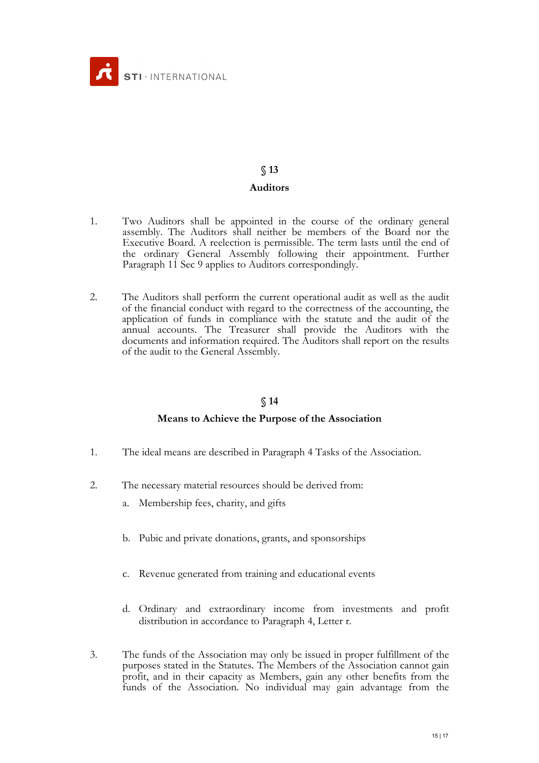## § 13

## Auditors

1. Two Auditors shall be appointed in the course of the ordinary general assembly. The Auditors shall neither be members of the Board nor the Executive Board. A reelection is permissible. The term lasts until the end of the ordinary General Assembly following their appointment. Further Paragraph 11 Sec 9 applies to Auditors correspondingly.

2. The Auditors shall perform the current operational audit as well as the audit of the financial conduct with regard to the correctness of the accounting, the application of funds in compliance with the statute and the audit of the annual accounts. The Treasurer shall provide the Auditors with the documents and information required. The Auditors shall report on the results of the audit to the General Assembly.

## § 14

## Means to Achieve the Purpose of the Association

1. The ideal means are described in Paragraph 4 Tasks of the Association.

2. The necessary material resources should be derived from:

   a. Membership fees, charity, and gifts

   b. Pubic and private donations, grants, and sponsorships

   c. Revenue generated from training and educational events

   d. Ordinary and extraordinary income from investments and profit distribution in accordance to Paragraph 4, Letter r.

3. The funds of the Association may only be issued in proper fulfillment of the purposes stated in the Statutes. The Members of the Association cannot gain profit, and in their capacity as Members, gain any other benefits from the funds of the Association. No individual may gain advantage from the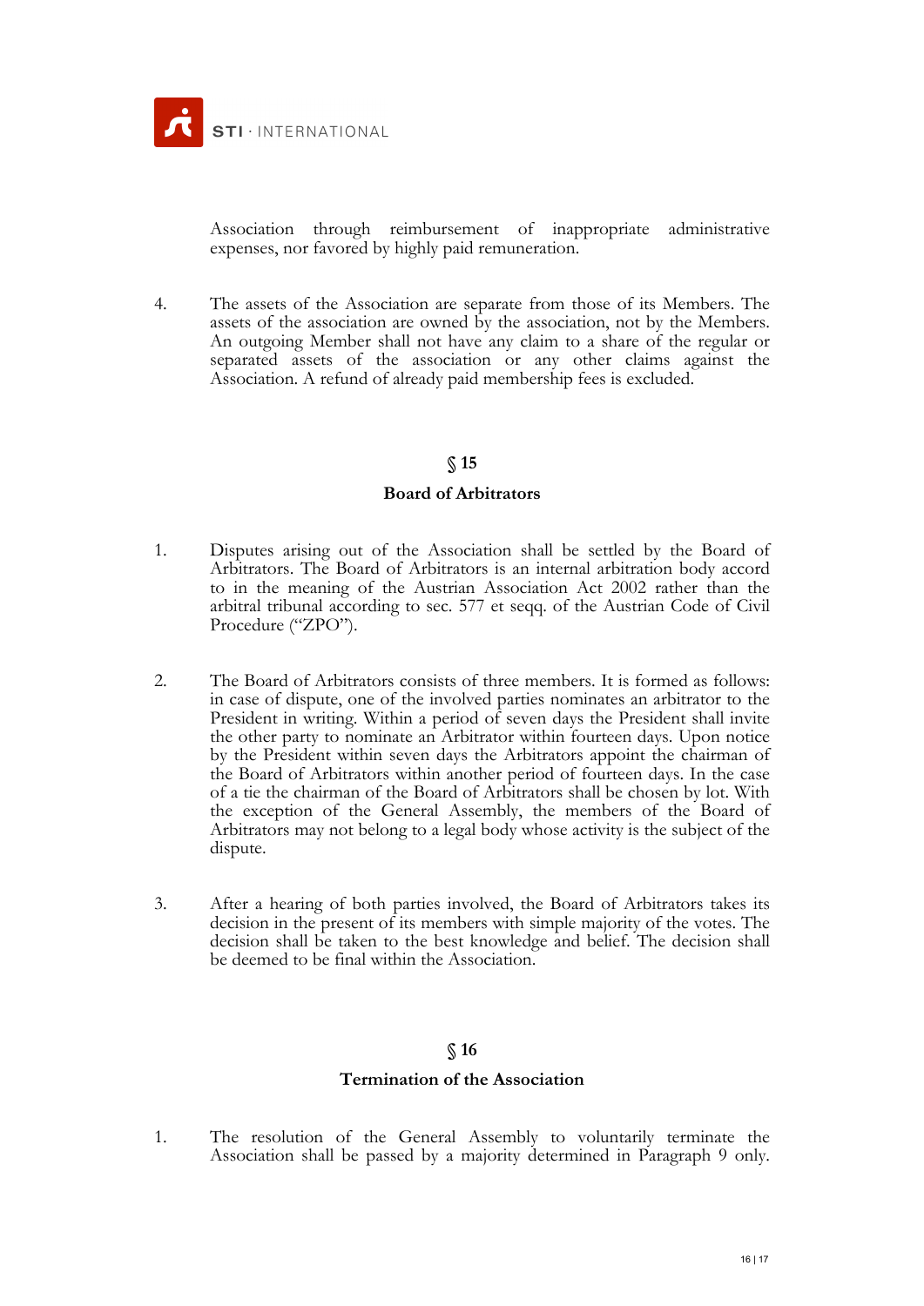Association through reimbursement of inappropriate administrative expenses, nor favored by highly paid remuneration.

4. The assets of the Association are separate from those of its Members. The assets of the association are owned by the association, not by the Members. An outgoing Member shall not have any claim to a share of the regular or separated assets of the association or any other claims against the Association. A refund of already paid membership fees is excluded.

## § 15

## Board of Arbitrators

1. Disputes arising out of the Association shall be settled by the Board of Arbitrators. The Board of Arbitrators is an internal arbitration body accord to in the meaning of the Austrian Association Act 2002 rather than the arbitral tribunal according to sec. 577 et seqq. of the Austrian Code of Civil Procedure ("ZPO").

2. The Board of Arbitrators consists of three members. It is formed as follows: in case of dispute, one of the involved parties nominates an arbitrator to the President in writing. Within a period of seven days the President shall invite the other party to nominate an Arbitrator within fourteen days. Upon notice by the President within seven days the Arbitrators appoint the chairman of the Board of Arbitrators within another period of fourteen days. In the case of a tie the chairman of the Board of Arbitrators shall be chosen by lot. With the exception of the General Assembly, the members of the Board of Arbitrators may not belong to a legal body whose activity is the subject of the dispute.

3. After a hearing of both parties involved, the Board of Arbitrators takes its decision in the present of its members with simple majority of the votes. The decision shall be taken to the best knowledge and belief. The decision shall be deemed to be final within the Association.

## § 16

## Termination of the Association

1. The resolution of the General Assembly to voluntarily terminate the Association shall be passed by a majority determined in Paragraph 9 only.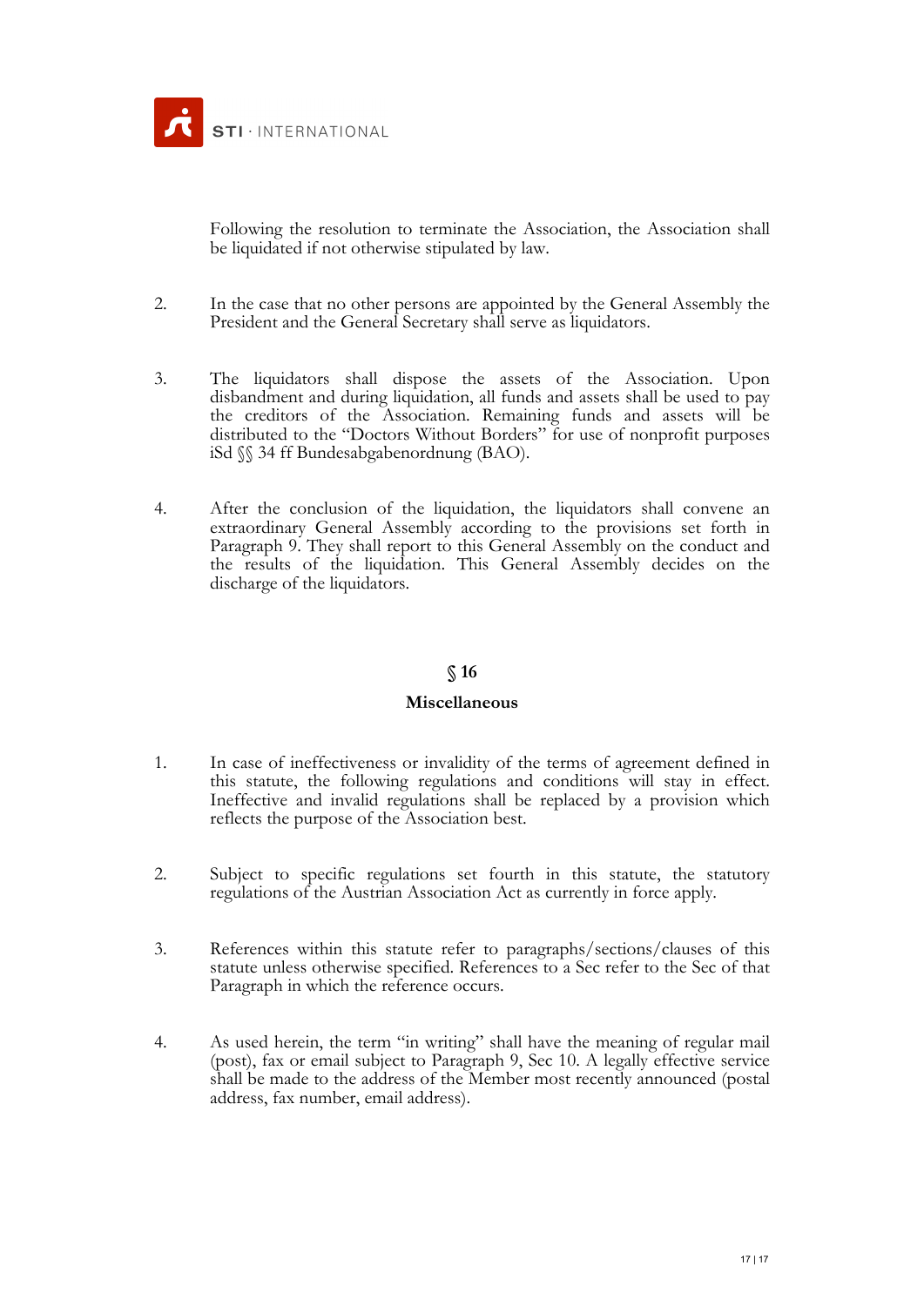Following the resolution to terminate the Association, the Association shall be liquidated if not otherwise stipulated by law.

2. In the case that no other persons are appointed by the General Assembly the President and the General Secretary shall serve as liquidators.

3. The liquidators shall dispose the assets of the Association. Upon disbandment and during liquidation, all funds and assets shall be used to pay the creditors of the Association. Remaining funds and assets will be distributed to the "Doctors Without Borders" for use of nonprofit purposes iSd §§ 34 ff Bundesabgabenordnung (BAO).

4. After the conclusion of the liquidation, the liquidators shall convene an extraordinary General Assembly according to the provisions set forth in Paragraph 9. They shall report to this General Assembly on the conduct and the results of the liquidation. This General Assembly decides on the discharge of the liquidators.

## § 16

## Miscellaneous

1. In case of ineffectiveness or invalidity of the terms of agreement defined in this statute, the following regulations and conditions will stay in effect. Ineffective and invalid regulations shall be replaced by a provision which reflects the purpose of the Association best.

2. Subject to specific regulations set fourth in this statute, the statutory regulations of the Austrian Association Act as currently in force apply.

3. References within this statute refer to paragraphs/sections/clauses of this statute unless otherwise specified. References to a Sec refer to the Sec of that Paragraph in which the reference occurs.

4. As used herein, the term "in writing" shall have the meaning of regular mail (post), fax or email subject to Paragraph 9, Sec 10. A legally effective service shall be made to the address of the Member most recently announced (postal address, fax number, email address).